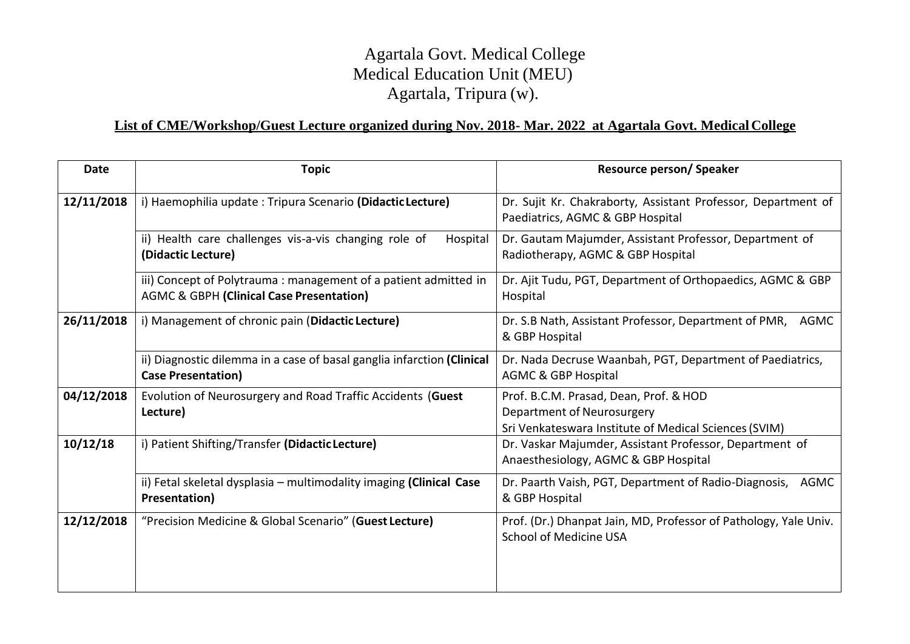# Agartala Govt. Medical College
## Medical Education Unit (MEU)
## Agartala, Tripura (w).

**List of CME/Workshop/Guest Lecture organized during Nov. 2018- Mar. 2022 at Agartala Govt. Medical College**

| Date | Topic | Resource person/ Speaker |
|---|---|---|
| **12/11/2018** | i) Haemophilia update : Tripura Scenario **(Didactic Lecture)** | Dr. Sujit Kr. Chakraborty, Assistant Professor, Department of Paediatrics, AGMC & GBP Hospital |
| | ii) Health care challenges vis-a-vis changing role of Hospital **(Didactic Lecture)** | Dr. Gautam Majumder, Assistant Professor, Department of Radiotherapy, AGMC & GBP Hospital |
| | iii) Concept of Polytrauma : management of a patient admitted in AGMC & GBPH **(Clinical Case Presentation)** | Dr. Ajit Tudu, PGT, Department of Orthopaedics, AGMC & GBP Hospital |
| **26/11/2018** | i) Management of chronic pain (**Didactic Lecture)** | Dr. S.B Nath, Assistant Professor, Department of PMR, AGMC & GBP Hospital |
| | ii) Diagnostic dilemma in a case of basal ganglia infarction **(Clinical Case Presentation)** | Dr. Nada Decruse Waanbah, PGT, Department of Paediatrics, AGMC & GBP Hospital |
| **04/12/2018** | Evolution of Neurosurgery and Road Traffic Accidents (**Guest Lecture)** | Prof. B.C.M. Prasad, Dean, Prof. & HOD Department of Neurosurgery Sri Venkateswara Institute of Medical Sciences (SVIM) |
| **10/12/18** | i) Patient Shifting/Transfer **(Didactic Lecture)** | Dr. Vaskar Majumder, Assistant Professor, Department of Anaesthesiology, AGMC & GBP Hospital |
| | ii) Fetal skeletal dysplasia – multimodality imaging **(Clinical Case Presentation)** | Dr. Paarth Vaish, PGT, Department of Radio-Diagnosis, AGMC & GBP Hospital |
| **12/12/2018** | "Precision Medicine & Global Scenario" (**Guest Lecture)** | Prof. (Dr.) Dhanpat Jain, MD, Professor of Pathology, Yale Univ. School of Medicine USA |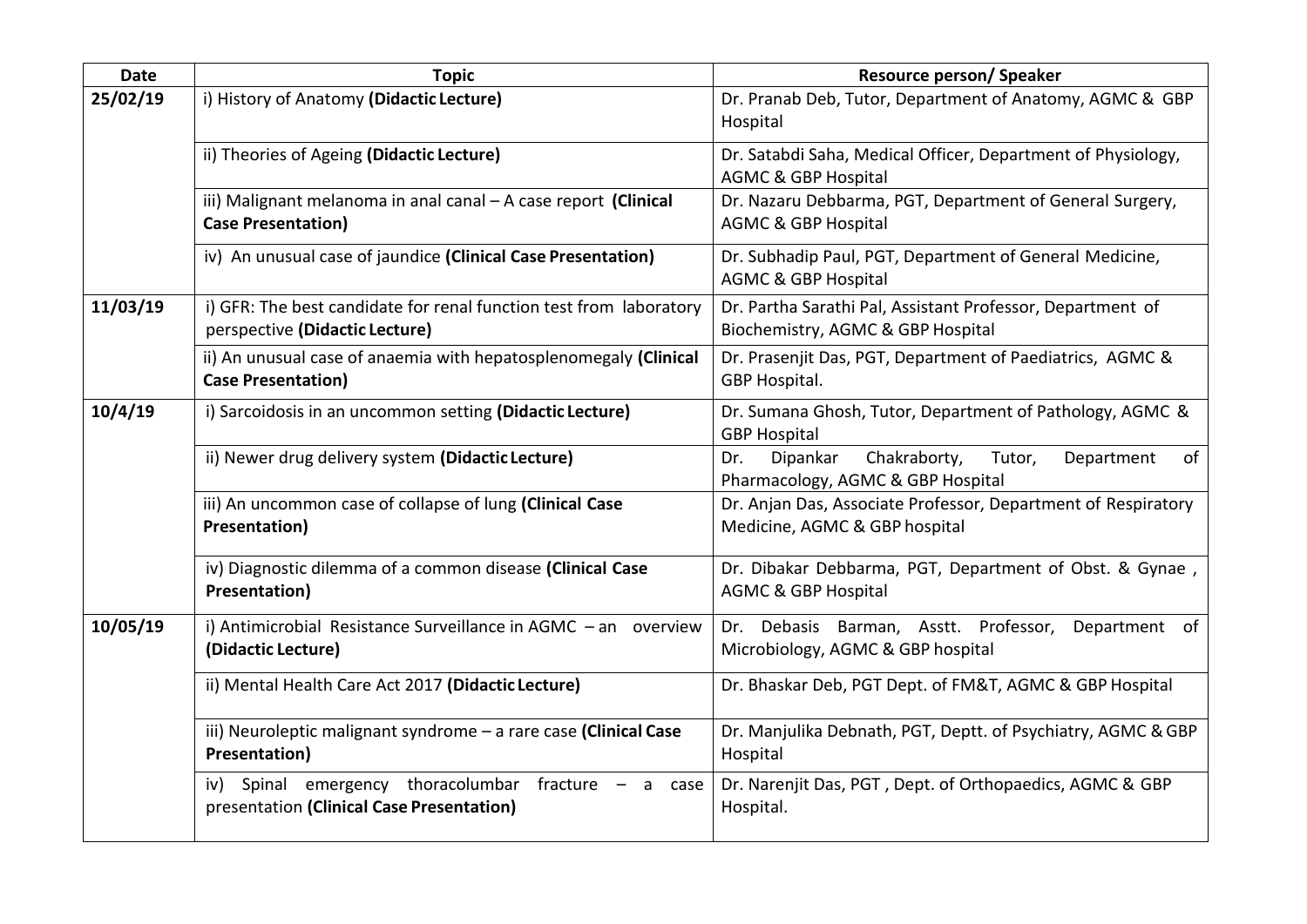| Date | Topic | Resource person/ Speaker |
|---|---|---|
| 25/02/19 | i) History of Anatomy **(Didactic Lecture)** | Dr. Pranab Deb, Tutor, Department of Anatomy, AGMC & GBP Hospital |
| | ii) Theories of Ageing **(Didactic Lecture)** | Dr. Satabdi Saha, Medical Officer, Department of Physiology, AGMC & GBP Hospital |
| | iii) Malignant melanoma in anal canal – A case report **(Clinical Case Presentation)** | Dr. Nazaru Debbarma, PGT, Department of General Surgery, AGMC & GBP Hospital |
| | iv) An unusual case of jaundice **(Clinical Case Presentation)** | Dr. Subhadip Paul, PGT, Department of General Medicine, AGMC & GBP Hospital |
| 11/03/19 | i) GFR: The best candidate for renal function test from laboratory perspective **(Didactic Lecture)** | Dr. Partha Sarathi Pal, Assistant Professor, Department of Biochemistry, AGMC & GBP Hospital |
| | ii) An unusual case of anaemia with hepatosplenomegaly **(Clinical Case Presentation)** | Dr. Prasenjit Das, PGT, Department of Paediatrics, AGMC & GBP Hospital. |
| 10/4/19 | i) Sarcoidosis in an uncommon setting **(Didactic Lecture)** | Dr. Sumana Ghosh, Tutor, Department of Pathology, AGMC & GBP Hospital |
| | ii) Newer drug delivery system **(Didactic Lecture)** | Dr. Dipankar Chakraborty, Tutor, Department of Pharmacology, AGMC & GBP Hospital |
| | iii) An uncommon case of collapse of lung **(Clinical Case Presentation)** | Dr. Anjan Das, Associate Professor, Department of Respiratory Medicine, AGMC & GBP hospital |
| | iv) Diagnostic dilemma of a common disease **(Clinical Case Presentation)** | Dr. Dibakar Debbarma, PGT, Department of Obst. & Gynae , AGMC & GBP Hospital |
| 10/05/19 | i) Antimicrobial Resistance Surveillance in AGMC – an overview **(Didactic Lecture)** | Dr. Debasis Barman, Asstt. Professor, Department of Microbiology, AGMC & GBP hospital |
| | ii) Mental Health Care Act 2017 **(Didactic Lecture)** | Dr. Bhaskar Deb, PGT Dept. of FM&T, AGMC & GBP Hospital |
| | iii) Neuroleptic malignant syndrome – a rare case **(Clinical Case Presentation)** | Dr. Manjulika Debnath, PGT, Deptt. of Psychiatry, AGMC & GBP Hospital |
| | iv) Spinal emergency thoracolumbar fracture – a case presentation **(Clinical Case Presentation)** | Dr. Narenjit Das, PGT , Dept. of Orthopaedics, AGMC & GBP Hospital. |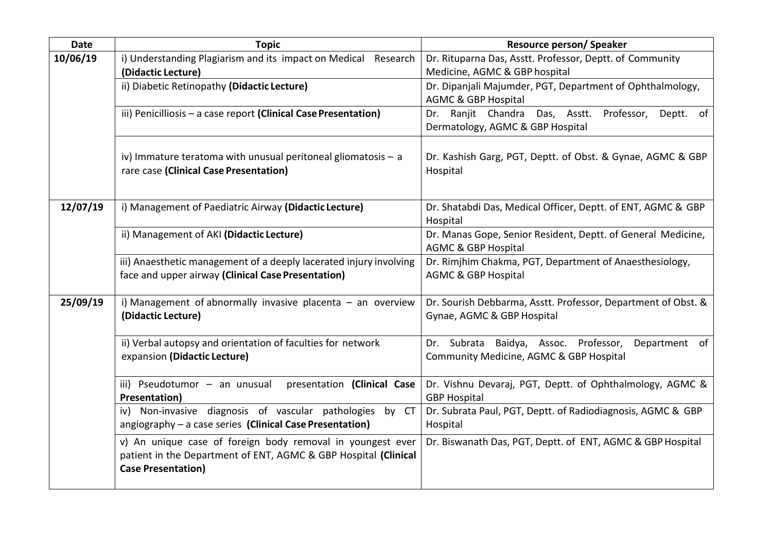| Date | Topic | Resource person/ Speaker |
|---|---|---|
| 10/06/19 | i) Understanding Plagiarism and its impact on Medical Research **(Didactic Lecture)** | Dr. Rituparna Das, Asstt. Professor, Deptt. of Community Medicine, AGMC & GBP hospital |
| | ii) Diabetic Retinopathy **(Didactic Lecture)** | Dr. Dipanjali Majumder, PGT, Department of Ophthalmology, AGMC & GBP Hospital |
| | iii) Penicilliosis – a case report **(Clinical Case Presentation)** | Dr. Ranjit Chandra Das, Asstt. Professor, Deptt. of Dermatology, AGMC & GBP Hospital |
| | iv) Immature teratoma with unusual peritoneal gliomatosis – a rare case **(Clinical Case Presentation)** | Dr. Kashish Garg, PGT, Deptt. of Obst. & Gynae, AGMC & GBP Hospital |
| 12/07/19 | i) Management of Paediatric Airway **(Didactic Lecture)** | Dr. Shatabdi Das, Medical Officer, Deptt. of ENT, AGMC & GBP Hospital |
| | ii) Management of AKI **(Didactic Lecture)** | Dr. Manas Gope, Senior Resident, Deptt. of General Medicine, AGMC & GBP Hospital |
| | iii) Anaesthetic management of a deeply lacerated injury involving face and upper airway **(Clinical Case Presentation)** | Dr. Rimjhim Chakma, PGT, Department of Anaesthesiology, AGMC & GBP Hospital |
| 25/09/19 | i) Management of abnormally invasive placenta – an overview **(Didactic Lecture)** | Dr. Sourish Debbarma, Asstt. Professor, Department of Obst. & Gynae, AGMC & GBP Hospital |
| | ii) Verbal autopsy and orientation of faculties for network expansion **(Didactic Lecture)** | Dr. Subrata Baidya, Assoc. Professor, Department of Community Medicine, AGMC & GBP Hospital |
| | iii) Pseudotumor – an unusual presentation **(Clinical Case Presentation)** | Dr. Vishnu Devaraj, PGT, Deptt. of Ophthalmology, AGMC & GBP Hospital |
| | iv) Non-invasive diagnosis of vascular pathologies by CT angiography – a case series **(Clinical Case Presentation)** | Dr. Subrata Paul, PGT, Deptt. of Radiodiagnosis, AGMC & GBP Hospital |
| | v) An unique case of foreign body removal in youngest ever patient in the Department of ENT, AGMC & GBP Hospital **(Clinical Case Presentation)** | Dr. Biswanath Das, PGT, Deptt. of ENT, AGMC & GBP Hospital |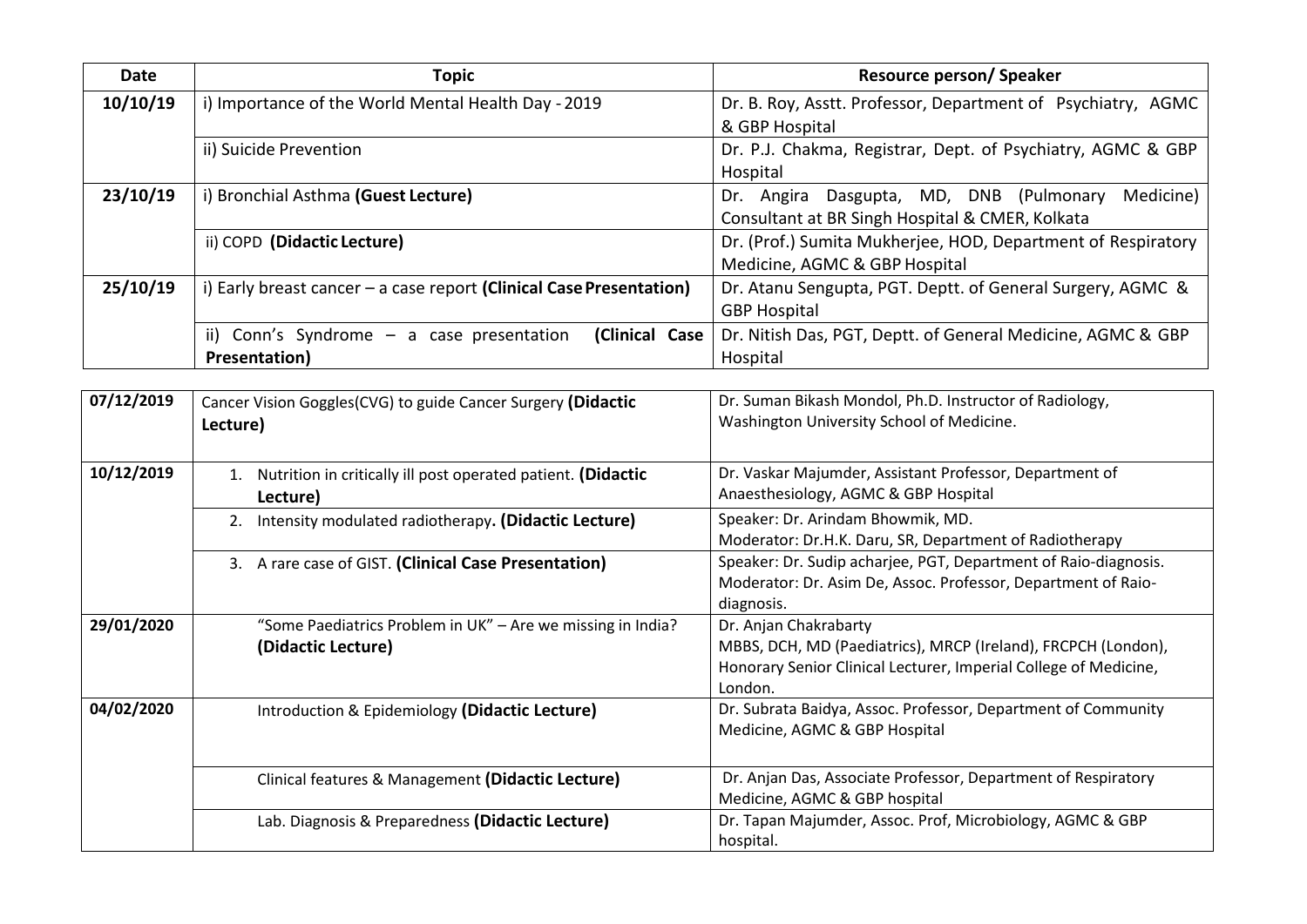| Date | Topic | Resource person/ Speaker |
|---|---|---|
| 10/10/19 | i) Importance of the World Mental Health Day - 2019 | Dr. B. Roy, Asstt. Professor, Department of Psychiatry, AGMC & GBP Hospital |
| | ii) Suicide Prevention | Dr. P.J. Chakma, Registrar, Dept. of Psychiatry, AGMC & GBP Hospital |
| 23/10/19 | i) Bronchial Asthma **(Guest Lecture)** | Dr. Angira Dasgupta, MD, DNB (Pulmonary Medicine) Consultant at BR Singh Hospital & CMER, Kolkata |
| | ii) COPD **(Didactic Lecture)** | Dr. (Prof.) Sumita Mukherjee, HOD, Department of Respiratory Medicine, AGMC & GBP Hospital |
| 25/10/19 | i) Early breast cancer – a case report **(Clinical Case Presentation)** | Dr. Atanu Sengupta, PGT. Deptt. of General Surgery, AGMC & GBP Hospital |
| | ii) Conn's Syndrome – a case presentation **(Clinical Case Presentation)** | Dr. Nitish Das, PGT, Deptt. of General Medicine, AGMC & GBP Hospital |

| | | |
|---|---|---|
| 07/12/2019 | Cancer Vision Goggles(CVG) to guide Cancer Surgery **(Didactic Lecture)** | Dr. Suman Bikash Mondol, Ph.D. Instructor of Radiology, Washington University School of Medicine. |
| 10/12/2019 | 1. Nutrition in critically ill post operated patient. **(Didactic Lecture)** | Dr. Vaskar Majumder, Assistant Professor, Department of Anaesthesiology, AGMC & GBP Hospital |
| | 2. Intensity modulated radiotherapy**. (Didactic Lecture)** | Speaker: Dr. Arindam Bhowmik, MD. Moderator: Dr.H.K. Daru, SR, Department of Radiotherapy |
| | 3. A rare case of GIST. **(Clinical Case Presentation)** | Speaker: Dr. Sudip acharjee, PGT, Department of Raio-diagnosis. Moderator: Dr. Asim De, Assoc. Professor, Department of Raio-diagnosis. |
| 29/01/2020 | "Some Paediatrics Problem in UK" – Are we missing in India? **(Didactic Lecture)** | Dr. Anjan Chakrabarty MBBS, DCH, MD (Paediatrics), MRCP (Ireland), FRCPCH (London), Honorary Senior Clinical Lecturer, Imperial College of Medicine, London. |
| 04/02/2020 | Introduction & Epidemiology **(Didactic Lecture)** | Dr. Subrata Baidya, Assoc. Professor, Department of Community Medicine, AGMC & GBP Hospital |
| | Clinical features & Management **(Didactic Lecture)** | Dr. Anjan Das, Associate Professor, Department of Respiratory Medicine, AGMC & GBP hospital |
| | Lab. Diagnosis & Preparedness **(Didactic Lecture)** | Dr. Tapan Majumder, Assoc. Prof, Microbiology, AGMC & GBP hospital. |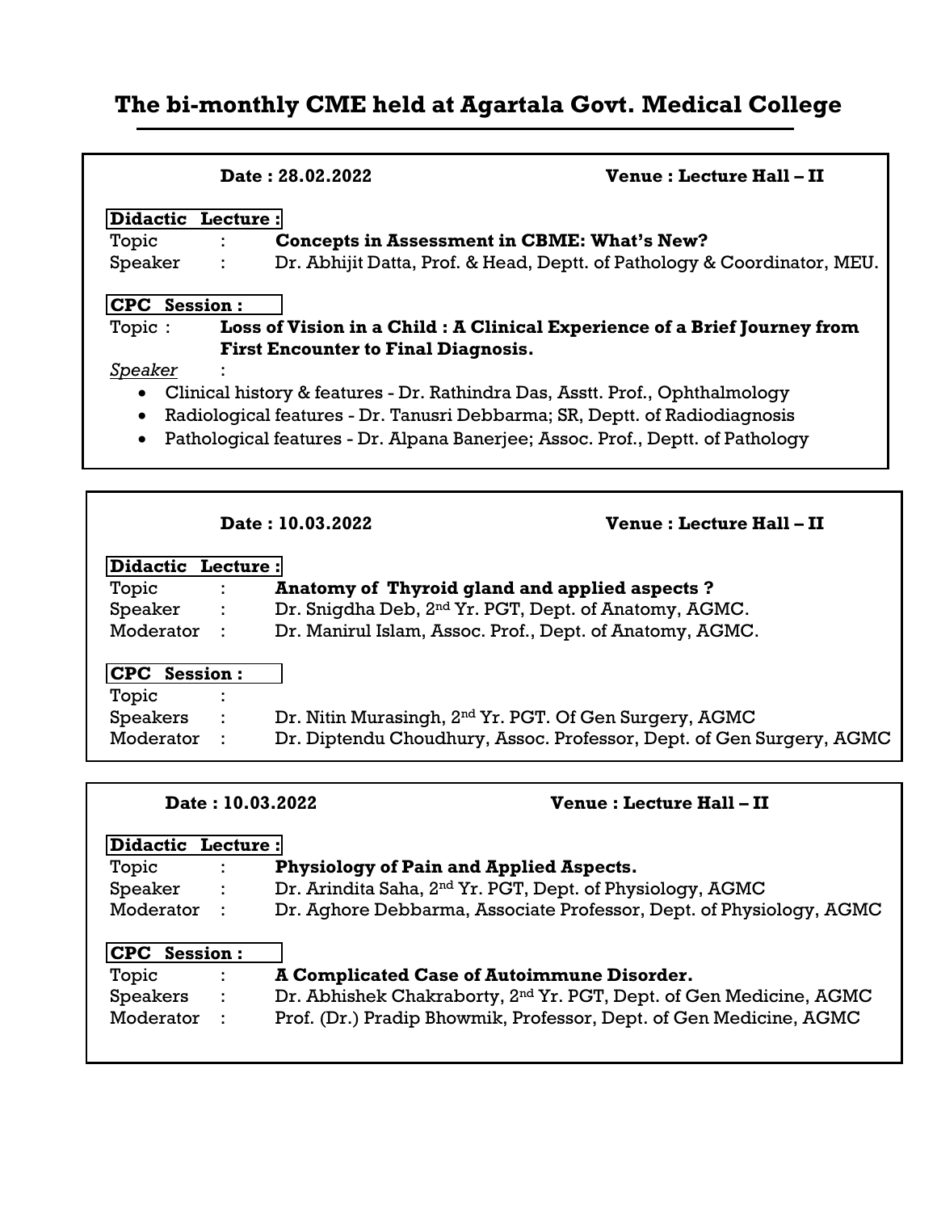# The bi-monthly CME held at Agartala Govt. Medical College

**Date : 28.02.2022** **Venue : Lecture Hall – II**

**Didactic Lecture :**

Topic : **Concepts in Assessment in CBME: What's New?**

Speaker : Dr. Abhijit Datta, Prof. & Head, Deptt. of Pathology & Coordinator, MEU.

**CPC Session :**

Topic : **Loss of Vision in a Child : A Clinical Experience of a Brief Journey from First Encounter to Final Diagnosis.**

*Speaker* :

- Clinical history & features - Dr. Rathindra Das, Asstt. Prof., Ophthalmology
- Radiological features - Dr. Tanusri Debbarma; SR, Deptt. of Radiodiagnosis
- Pathological features - Dr. Alpana Banerjee; Assoc. Prof., Deptt. of Pathology

---

**Date : 10.03.2022** **Venue : Lecture Hall – II**

**Didactic Lecture :**

Topic : **Anatomy of Thyroid gland and applied aspects ?**

Speaker : Dr. Snigdha Deb, 2nd Yr. PGT, Dept. of Anatomy, AGMC.

Moderator : Dr. Manirul Islam, Assoc. Prof., Dept. of Anatomy, AGMC.

**CPC Session :**

Topic :

Speakers : Dr. Nitin Murasingh, 2nd Yr. PGT. Of Gen Surgery, AGMC

Moderator : Dr. Diptendu Choudhury, Assoc. Professor, Dept. of Gen Surgery, AGMC

---

**Date : 10.03.2022** **Venue : Lecture Hall – II**

**Didactic Lecture :**

Topic : **Physiology of Pain and Applied Aspects.**

Speaker : Dr. Arindita Saha, 2nd Yr. PGT, Dept. of Physiology, AGMC

Moderator : Dr. Aghore Debbarma, Associate Professor, Dept. of Physiology, AGMC

**CPC Session :**

Topic : **A Complicated Case of Autoimmune Disorder.**

Speakers : Dr. Abhishek Chakraborty, 2nd Yr. PGT, Dept. of Gen Medicine, AGMC

Moderator : Prof. (Dr.) Pradip Bhowmik, Professor, Dept. of Gen Medicine, AGMC